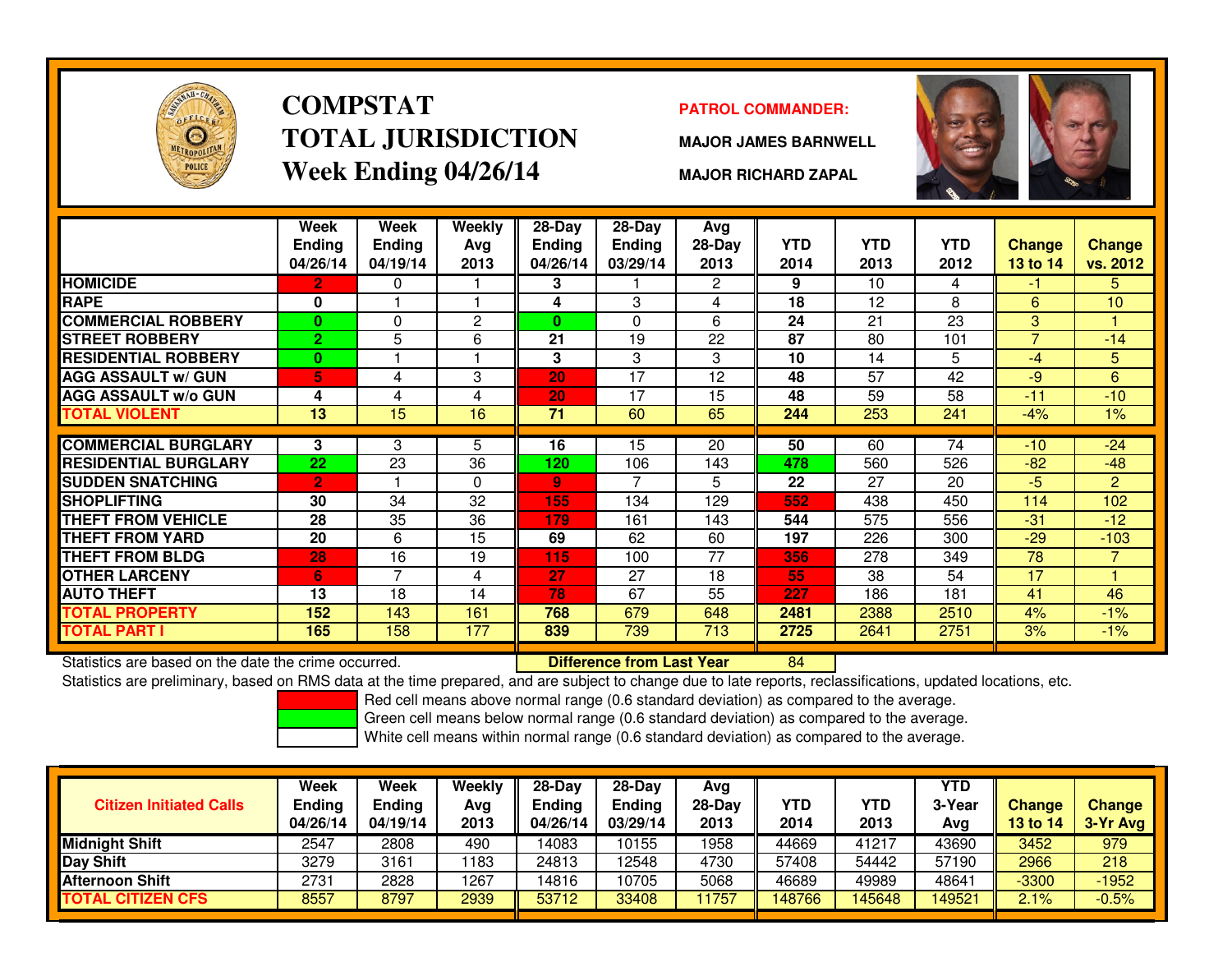# COMPSTAT TOTAL JURISDICTION Week Ending 04/26/14

**PATROL COMMANDER:**

**MAJOR JAMES BARNWELL**

**MAJOR RICHARD ZAPAL**

| | Week Ending 04/26/14 | Week Ending 04/19/14 | Weekly Avg 2013 | 28-Day Ending 04/26/14 | 28-Day Ending 03/29/14 | Avg 28-Day 2013 | YTD 2014 | YTD 2013 | YTD 2012 | Change 13 to 14 | Change vs. 2012 |
|---|---|---|---|---|---|---|---|---|---|---|---|
| HOMICIDE | 2 | 0 | 1 | 3 | 1 | 2 | 9 | 10 | 4 | -1 | 5 |
| RAPE | 0 | 1 | 1 | 4 | 3 | 4 | 18 | 12 | 8 | 6 | 10 |
| COMMERCIAL ROBBERY | 0 | 0 | 2 | 0 | 0 | 6 | 24 | 21 | 23 | 3 | 1 |
| STREET ROBBERY | 2 | 5 | 6 | 21 | 19 | 22 | 87 | 80 | 101 | 7 | -14 |
| RESIDENTIAL ROBBERY | 0 | 1 | 1 | 3 | 3 | 3 | 10 | 14 | 5 | -4 | 5 |
| AGG ASSAULT w/ GUN | 5 | 4 | 3 | 20 | 17 | 12 | 48 | 57 | 42 | -9 | 6 |
| AGG ASSAULT w/o GUN | 4 | 4 | 4 | 20 | 17 | 15 | 48 | 59 | 58 | -11 | -10 |
| TOTAL VIOLENT | 13 | 15 | 16 | 71 | 60 | 65 | 244 | 253 | 241 | -4% | 1% |
| COMMERCIAL BURGLARY | 3 | 3 | 5 | 16 | 15 | 20 | 50 | 60 | 74 | -10 | -24 |
| RESIDENTIAL BURGLARY | 22 | 23 | 36 | 120 | 106 | 143 | 478 | 560 | 526 | -82 | -48 |
| SUDDEN SNATCHING | 2 | 1 | 0 | 9 | 7 | 5 | 22 | 27 | 20 | -5 | 2 |
| SHOPLIFTING | 30 | 34 | 32 | 155 | 134 | 129 | 552 | 438 | 450 | 114 | 102 |
| THEFT FROM VEHICLE | 28 | 35 | 36 | 179 | 161 | 143 | 544 | 575 | 556 | -31 | -12 |
| THEFT FROM YARD | 20 | 6 | 15 | 69 | 62 | 60 | 197 | 226 | 300 | -29 | -103 |
| THEFT FROM BLDG | 28 | 16 | 19 | 115 | 100 | 77 | 356 | 278 | 349 | 78 | 7 |
| OTHER LARCENY | 6 | 7 | 4 | 27 | 27 | 18 | 55 | 38 | 54 | 17 | 1 |
| AUTO THEFT | 13 | 18 | 14 | 78 | 67 | 55 | 227 | 186 | 181 | 41 | 46 |
| TOTAL PROPERTY | 152 | 143 | 161 | 768 | 679 | 648 | 2481 | 2388 | 2510 | 4% | -1% |
| TOTAL PART I | 165 | 158 | 177 | 839 | 739 | 713 | 2725 | 2641 | 2751 | 3% | -1% |

Statistics are based on the date the crime occurred. **Difference from Last Year** 84

Statistics are preliminary, based on RMS data at the time prepared, and are subject to change due to late reports, reclassifications, updated locations, etc.

Red cell means above normal range (0.6 standard deviation) as compared to the average.
Green cell means below normal range (0.6 standard deviation) as compared to the average.
White cell means within normal range (0.6 standard deviation) as compared to the average.

| Citizen Initiated Calls | Week Ending 04/26/14 | Week Ending 04/19/14 | Weekly Avg 2013 | 28-Day Ending 04/26/14 | 28-Day Ending 03/29/14 | Avg 28-Day 2013 | YTD 2014 | YTD 2013 | YTD 3-Year Avg | Change 13 to 14 | Change 3-Yr Avg |
|---|---|---|---|---|---|---|---|---|---|---|---|
| Midnight Shift | 2547 | 2808 | 490 | 14083 | 10155 | 1958 | 44669 | 41217 | 43690 | 3452 | 979 |
| Day Shift | 3279 | 3161 | 1183 | 24813 | 12548 | 4730 | 57408 | 54442 | 57190 | 2966 | 218 |
| Afternoon Shift | 2731 | 2828 | 1267 | 14816 | 10705 | 5068 | 46689 | 49989 | 48641 | -3300 | -1952 |
| TOTAL CITIZEN CFS | 8557 | 8797 | 2939 | 53712 | 33408 | 11757 | 148766 | 145648 | 149521 | 2.1% | -0.5% |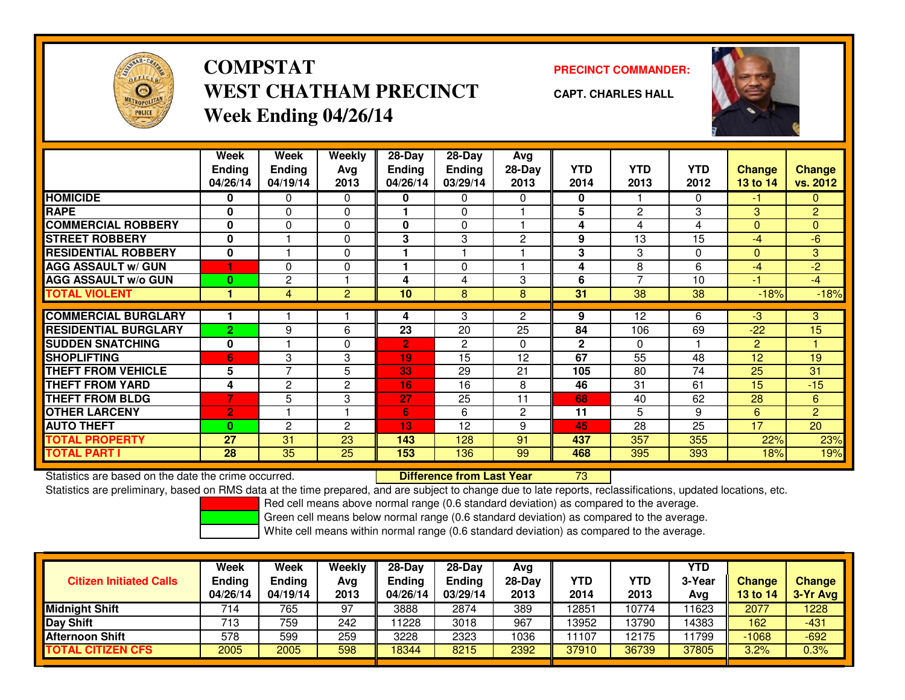# COMPSTAT
# WEST CHATHAM PRECINCT
## Week Ending 04/26/14

**PRECINCT COMMANDER:**

**CAPT. CHARLES HALL**

| | Week Ending 04/26/14 | Week Ending 04/19/14 | Weekly Avg 2013 | 28-Day Ending 04/26/14 | 28-Day Ending 03/29/14 | Avg 28-Day 2013 | YTD 2014 | YTD 2013 | YTD 2012 | Change 13 to 14 | Change vs. 2012 |
|---|---|---|---|---|---|---|---|---|---|---|---|
| HOMICIDE | 0 | 0 | 0 | 0 | 0 | 0 | 0 | 1 | 0 | -1 | 0 |
| RAPE | 0 | 0 | 0 | 1 | 0 | 1 | 5 | 2 | 3 | 3 | 2 |
| COMMERCIAL ROBBERY | 0 | 0 | 0 | 0 | 0 | 1 | 4 | 4 | 4 | 0 | 0 |
| STREET ROBBERY | 0 | 1 | 0 | 3 | 3 | 2 | 9 | 13 | 15 | -4 | -6 |
| RESIDENTIAL ROBBERY | 0 | 1 | 0 | 1 | 1 | 1 | 3 | 3 | 0 | 0 | 3 |
| AGG ASSAULT w/ GUN | 1 | 0 | 0 | 1 | 0 | 1 | 4 | 8 | 6 | -4 | -2 |
| AGG ASSAULT w/o GUN | 0 | 2 | 1 | 4 | 4 | 3 | 6 | 7 | 10 | -1 | -4 |
| TOTAL VIOLENT | 1 | 4 | 2 | 10 | 8 | 8 | 31 | 38 | 38 | -18% | -18% |
| COMMERCIAL BURGLARY | 1 | 1 | 1 | 4 | 3 | 2 | 9 | 12 | 6 | -3 | 3 |
| RESIDENTIAL BURGLARY | 2 | 9 | 6 | 23 | 20 | 25 | 84 | 106 | 69 | -22 | 15 |
| SUDDEN SNATCHING | 0 | 1 | 0 | 2 | 2 | 0 | 2 | 0 | 1 | 2 | 1 |
| SHOPLIFTING | 6 | 3 | 3 | 19 | 15 | 12 | 67 | 55 | 48 | 12 | 19 |
| THEFT FROM VEHICLE | 5 | 7 | 5 | 33 | 29 | 21 | 105 | 80 | 74 | 25 | 31 |
| THEFT FROM YARD | 4 | 2 | 2 | 16 | 16 | 8 | 46 | 31 | 61 | 15 | -15 |
| THEFT FROM BLDG | 7 | 5 | 3 | 27 | 25 | 11 | 68 | 40 | 62 | 28 | 6 |
| OTHER LARCENY | 2 | 1 | 1 | 6 | 6 | 2 | 11 | 5 | 9 | 6 | 2 |
| AUTO THEFT | 0 | 2 | 2 | 13 | 12 | 9 | 45 | 28 | 25 | 17 | 20 |
| TOTAL PROPERTY | 27 | 31 | 23 | 143 | 128 | 91 | 437 | 357 | 355 | 22% | 23% |
| TOTAL PART I | 28 | 35 | 25 | 153 | 136 | 99 | 468 | 395 | 393 | 18% | 19% |

Statistics are based on the date the crime occurred. **Difference from Last Year** 73

Statistics are preliminary, based on RMS data at the time prepared, and are subject to change due to late reports, reclassifications, updated locations, etc.

Red cell means above normal range (0.6 standard deviation) as compared to the average.
Green cell means below normal range (0.6 standard deviation) as compared to the average.
White cell means within normal range (0.6 standard deviation) as compared to the average.

| Citizen Initiated Calls | Week Ending 04/26/14 | Week Ending 04/19/14 | Weekly Avg 2013 | 28-Day Ending 04/26/14 | 28-Day Ending 03/29/14 | Avg 28-Day 2013 | YTD 2014 | YTD 2013 | YTD 3-Year Avg | Change 13 to 14 | Change 3-Yr Avg |
|---|---|---|---|---|---|---|---|---|---|---|---|
| Midnight Shift | 714 | 765 | 97 | 3888 | 2874 | 389 | 12851 | 10774 | 11623 | 2077 | 1228 |
| Day Shift | 713 | 759 | 242 | 11228 | 3018 | 967 | 13952 | 13790 | 14383 | 162 | -431 |
| Afternoon Shift | 578 | 599 | 259 | 3228 | 2323 | 1036 | 11107 | 12175 | 11799 | -1068 | -692 |
| TOTAL CITIZEN CFS | 2005 | 2005 | 598 | 18344 | 8215 | 2392 | 37910 | 36739 | 37805 | 3.2% | 0.3% |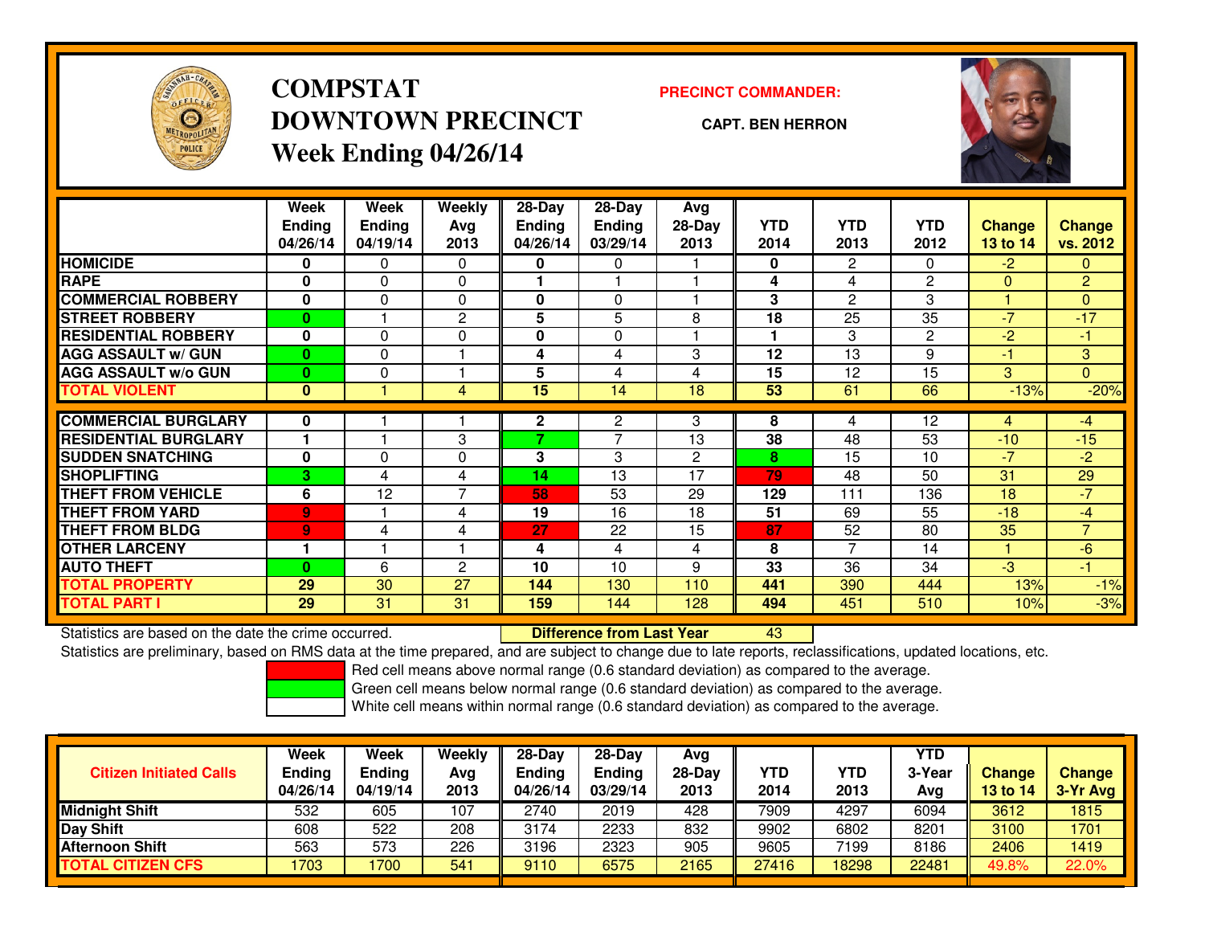# COMPSTAT
# DOWNTOWN PRECINCT
## Week Ending 04/26/14

**PRECINCT COMMANDER:**

**CAPT. BEN HERRON**

| | Week Ending 04/26/14 | Week Ending 04/19/14 | Weekly Avg 2013 | 28-Day Ending 04/26/14 | 28-Day Ending 03/29/14 | Avg 28-Day 2013 | YTD 2014 | YTD 2013 | YTD 2012 | Change 13 to 14 | Change vs. 2012 |
|---|---|---|---|---|---|---|---|---|---|---|---|
| HOMICIDE | 0 | 0 | 0 | 0 | 0 | 1 | 0 | 2 | 0 | -2 | 0 |
| RAPE | 0 | 0 | 0 | 1 | 1 | 1 | 4 | 4 | 2 | 0 | 2 |
| COMMERCIAL ROBBERY | 0 | 0 | 0 | 0 | 0 | 1 | 3 | 2 | 3 | 1 | 0 |
| STREET ROBBERY | 0 | 1 | 2 | 5 | 5 | 8 | 18 | 25 | 35 | -7 | -17 |
| RESIDENTIAL ROBBERY | 0 | 0 | 0 | 0 | 0 | 1 | 1 | 3 | 2 | -2 | -1 |
| AGG ASSAULT w/ GUN | 0 | 0 | 1 | 4 | 4 | 3 | 12 | 13 | 9 | -1 | 3 |
| AGG ASSAULT w/o GUN | 0 | 0 | 1 | 5 | 4 | 4 | 15 | 12 | 15 | 3 | 0 |
| TOTAL VIOLENT | 0 | 1 | 4 | 15 | 14 | 18 | 53 | 61 | 66 | -13% | -20% |
| COMMERCIAL BURGLARY | 0 | 1 | 1 | 2 | 2 | 3 | 8 | 4 | 12 | 4 | -4 |
| RESIDENTIAL BURGLARY | 1 | 1 | 3 | 7 | 7 | 13 | 38 | 48 | 53 | -10 | -15 |
| SUDDEN SNATCHING | 0 | 0 | 0 | 3 | 3 | 2 | 8 | 15 | 10 | -7 | -2 |
| SHOPLIFTING | 3 | 4 | 4 | 14 | 13 | 17 | 79 | 48 | 50 | 31 | 29 |
| THEFT FROM VEHICLE | 6 | 12 | 7 | 58 | 53 | 29 | 129 | 111 | 136 | 18 | -7 |
| THEFT FROM YARD | 9 | 1 | 4 | 19 | 16 | 18 | 51 | 69 | 55 | -18 | -4 |
| THEFT FROM BLDG | 9 | 4 | 4 | 27 | 22 | 15 | 87 | 52 | 80 | 35 | 7 |
| OTHER LARCENY | 1 | 1 | 1 | 4 | 4 | 4 | 8 | 7 | 14 | 1 | -6 |
| AUTO THEFT | 0 | 6 | 2 | 10 | 10 | 9 | 33 | 36 | 34 | -3 | -1 |
| TOTAL PROPERTY | 29 | 30 | 27 | 144 | 130 | 110 | 441 | 390 | 444 | 13% | -1% |
| TOTAL PART I | 29 | 31 | 31 | 159 | 144 | 128 | 494 | 451 | 510 | 10% | -3% |

Statistics are based on the date the crime occurred. **Difference from Last Year** 43

Statistics are preliminary, based on RMS data at the time prepared, and are subject to change due to late reports, reclassifications, updated locations, etc.

Red cell means above normal range (0.6 standard deviation) as compared to the average.
Green cell means below normal range (0.6 standard deviation) as compared to the average.
White cell means within normal range (0.6 standard deviation) as compared to the average.

| Citizen Initiated Calls | Week Ending 04/26/14 | Week Ending 04/19/14 | Weekly Avg 2013 | 28-Day Ending 04/26/14 | 28-Day Ending 03/29/14 | Avg 28-Day 2013 | YTD 2014 | YTD 2013 | YTD 3-Year Avg | Change 13 to 14 | Change 3-Yr Avg |
|---|---|---|---|---|---|---|---|---|---|---|---|
| Midnight Shift | 532 | 605 | 107 | 2740 | 2019 | 428 | 7909 | 4297 | 6094 | 3612 | 1815 |
| Day Shift | 608 | 522 | 208 | 3174 | 2233 | 832 | 9902 | 6802 | 8201 | 3100 | 1701 |
| Afternoon Shift | 563 | 573 | 226 | 3196 | 2323 | 905 | 9605 | 7199 | 8186 | 2406 | 1419 |
| TOTAL CITIZEN CFS | 1703 | 1700 | 541 | 9110 | 6575 | 2165 | 27416 | 18298 | 22481 | 49.8% | 22.0% |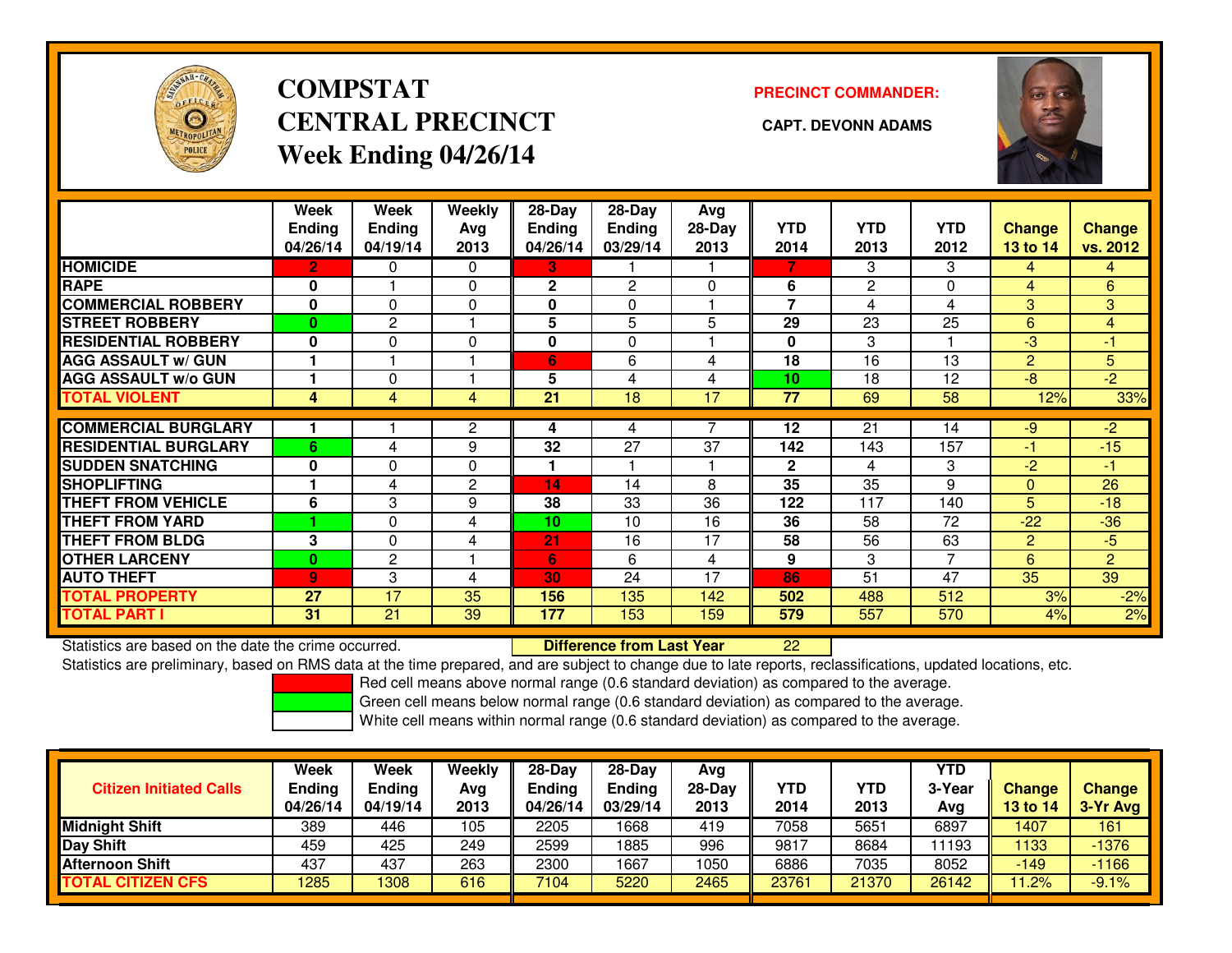# COMPSTAT CENTRAL PRECINCT Week Ending 04/26/14

**PRECINCT COMMANDER:**

**CAPT. DEVONN ADAMS**

| | Week Ending 04/26/14 | Week Ending 04/19/14 | Weekly Avg 2013 | 28-Day Ending 04/26/14 | 28-Day Ending 03/29/14 | Avg 28-Day 2013 | YTD 2014 | YTD 2013 | YTD 2012 | Change 13 to 14 | Change vs. 2012 |
|---|---|---|---|---|---|---|---|---|---|---|---|
| HOMICIDE | 2 | 0 | 0 | 3 | 1 | 1 | 7 | 3 | 3 | 4 | 4 |
| RAPE | 0 | 1 | 0 | 2 | 2 | 0 | 6 | 2 | 0 | 4 | 6 |
| COMMERCIAL ROBBERY | 0 | 0 | 0 | 0 | 0 | 1 | 7 | 4 | 4 | 3 | 3 |
| STREET ROBBERY | 0 | 2 | 1 | 5 | 5 | 5 | 29 | 23 | 25 | 6 | 4 |
| RESIDENTIAL ROBBERY | 0 | 0 | 0 | 0 | 0 | 1 | 0 | 3 | 1 | -3 | -1 |
| AGG ASSAULT w/ GUN | 1 | 1 | 1 | 6 | 6 | 4 | 18 | 16 | 13 | 2 | 5 |
| AGG ASSAULT w/o GUN | 1 | 0 | 1 | 5 | 4 | 4 | 10 | 18 | 12 | -8 | -2 |
| TOTAL VIOLENT | 4 | 4 | 4 | 21 | 18 | 17 | 77 | 69 | 58 | 12% | 33% |
| COMMERCIAL BURGLARY | 1 | 1 | 2 | 4 | 4 | 7 | 12 | 21 | 14 | -9 | -2 |
| RESIDENTIAL BURGLARY | 6 | 4 | 9 | 32 | 27 | 37 | 142 | 143 | 157 | -1 | -15 |
| SUDDEN SNATCHING | 0 | 0 | 0 | 1 | 1 | 1 | 2 | 4 | 3 | -2 | -1 |
| SHOPLIFTING | 1 | 4 | 2 | 14 | 14 | 8 | 35 | 35 | 9 | 0 | 26 |
| THEFT FROM VEHICLE | 6 | 3 | 9 | 38 | 33 | 36 | 122 | 117 | 140 | 5 | -18 |
| THEFT FROM YARD | 1 | 0 | 4 | 10 | 10 | 16 | 36 | 58 | 72 | -22 | -36 |
| THEFT FROM BLDG | 3 | 0 | 4 | 21 | 16 | 17 | 58 | 56 | 63 | 2 | -5 |
| OTHER LARCENY | 0 | 2 | 1 | 6 | 6 | 4 | 9 | 3 | 7 | 6 | 2 |
| AUTO THEFT | 9 | 3 | 4 | 30 | 24 | 17 | 86 | 51 | 47 | 35 | 39 |
| TOTAL PROPERTY | 27 | 17 | 35 | 156 | 135 | 142 | 502 | 488 | 512 | 3% | -2% |
| TOTAL PART I | 31 | 21 | 39 | 177 | 153 | 159 | 579 | 557 | 570 | 4% | 2% |

Statistics are based on the date the crime occurred. **Difference from Last Year** 22

Statistics are preliminary, based on RMS data at the time prepared, and are subject to change due to late reports, reclassifications, updated locations, etc.

Red cell means above normal range (0.6 standard deviation) as compared to the average.
Green cell means below normal range (0.6 standard deviation) as compared to the average.
White cell means within normal range (0.6 standard deviation) as compared to the average.

| Citizen Initiated Calls | Week Ending 04/26/14 | Week Ending 04/19/14 | Weekly Avg 2013 | 28-Day Ending 04/26/14 | 28-Day Ending 03/29/14 | Avg 28-Day 2013 | YTD 2014 | YTD 2013 | YTD 3-Year Avg | Change 13 to 14 | Change 3-Yr Avg |
|---|---|---|---|---|---|---|---|---|---|---|---|
| Midnight Shift | 389 | 446 | 105 | 2205 | 1668 | 419 | 7058 | 5651 | 6897 | 1407 | 161 |
| Day Shift | 459 | 425 | 249 | 2599 | 1885 | 996 | 9817 | 8684 | 11193 | 1133 | -1376 |
| Afternoon Shift | 437 | 437 | 263 | 2300 | 1667 | 1050 | 6886 | 7035 | 8052 | -149 | -1166 |
| TOTAL CITIZEN CFS | 1285 | 1308 | 616 | 7104 | 5220 | 2465 | 23761 | 21370 | 26142 | 11.2% | -9.1% |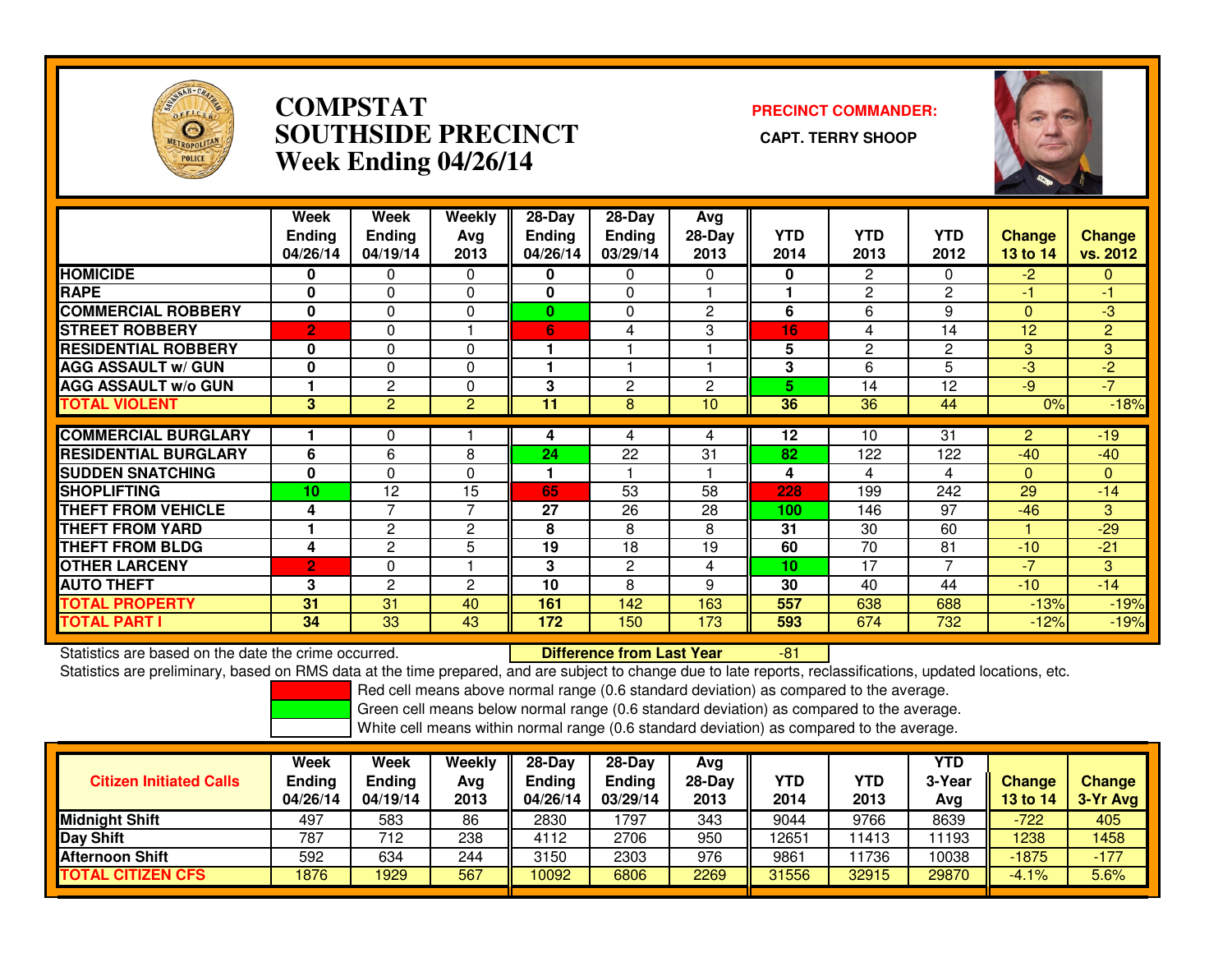# COMPSTAT
# SOUTHSIDE PRECINCT
# Week Ending 04/26/14

**PRECINCT COMMANDER:**

**CAPT. TERRY SHOOP**

| | Week Ending 04/26/14 | Week Ending 04/19/14 | Weekly Avg 2013 | 28-Day Ending 04/26/14 | 28-Day Ending 03/29/14 | Avg 28-Day 2013 | YTD 2014 | YTD 2013 | YTD 2012 | Change 13 to 14 | Change vs. 2012 |
|---|---|---|---|---|---|---|---|---|---|---|---|
| HOMICIDE | 0 | 0 | 0 | 0 | 0 | 0 | 0 | 2 | 0 | -2 | 0 |
| RAPE | 0 | 0 | 0 | 0 | 0 | 1 | 1 | 2 | 2 | -1 | -1 |
| COMMERCIAL ROBBERY | 0 | 0 | 0 | 0 | 0 | 2 | 6 | 6 | 9 | 0 | -3 |
| STREET ROBBERY | 2 | 0 | 1 | 6 | 4 | 3 | 16 | 4 | 14 | 12 | 2 |
| RESIDENTIAL ROBBERY | 0 | 0 | 0 | 1 | 1 | 1 | 5 | 2 | 2 | 3 | 3 |
| AGG ASSAULT w/ GUN | 0 | 0 | 0 | 1 | 1 | 1 | 3 | 6 | 5 | -3 | -2 |
| AGG ASSAULT w/o GUN | 1 | 2 | 0 | 3 | 2 | 2 | 5 | 14 | 12 | -9 | -7 |
| TOTAL VIOLENT | 3 | 2 | 2 | 11 | 8 | 10 | 36 | 36 | 44 | 0% | -18% |
| COMMERCIAL BURGLARY | 1 | 0 | 1 | 4 | 4 | 4 | 12 | 10 | 31 | 2 | -19 |
| RESIDENTIAL BURGLARY | 6 | 6 | 8 | 24 | 22 | 31 | 82 | 122 | 122 | -40 | -40 |
| SUDDEN SNATCHING | 0 | 0 | 0 | 1 | 1 | 1 | 4 | 4 | 4 | 0 | 0 |
| SHOPLIFTING | 10 | 12 | 15 | 65 | 53 | 58 | 228 | 199 | 242 | 29 | -14 |
| THEFT FROM VEHICLE | 4 | 7 | 7 | 27 | 26 | 28 | 100 | 146 | 97 | -46 | 3 |
| THEFT FROM YARD | 1 | 2 | 2 | 8 | 8 | 8 | 31 | 30 | 60 | 1 | -29 |
| THEFT FROM BLDG | 4 | 2 | 5 | 19 | 18 | 19 | 60 | 70 | 81 | -10 | -21 |
| OTHER LARCENY | 2 | 0 | 1 | 3 | 2 | 4 | 10 | 17 | 7 | -7 | 3 |
| AUTO THEFT | 3 | 2 | 2 | 10 | 8 | 9 | 30 | 40 | 44 | -10 | -14 |
| TOTAL PROPERTY | 31 | 31 | 40 | 161 | 142 | 163 | 557 | 638 | 688 | -13% | -19% |
| TOTAL PART I | 34 | 33 | 43 | 172 | 150 | 173 | 593 | 674 | 732 | -12% | -19% |

Statistics are based on the date the crime occurred. **Difference from Last Year** -81

Statistics are preliminary, based on RMS data at the time prepared, and are subject to change due to late reports, reclassifications, updated locations, etc.

Red cell means above normal range (0.6 standard deviation) as compared to the average.
Green cell means below normal range (0.6 standard deviation) as compared to the average.
White cell means within normal range (0.6 standard deviation) as compared to the average.

| Citizen Initiated Calls | Week Ending 04/26/14 | Week Ending 04/19/14 | Weekly Avg 2013 | 28-Day Ending 04/26/14 | 28-Day Ending 03/29/14 | Avg 28-Day 2013 | YTD 2014 | YTD 2013 | YTD 3-Year Avg | Change 13 to 14 | Change 3-Yr Avg |
|---|---|---|---|---|---|---|---|---|---|---|---|
| Midnight Shift | 497 | 583 | 86 | 2830 | 1797 | 343 | 9044 | 9766 | 8639 | -722 | 405 |
| Day Shift | 787 | 712 | 238 | 4112 | 2706 | 950 | 12651 | 11413 | 11193 | 1238 | 1458 |
| Afternoon Shift | 592 | 634 | 244 | 3150 | 2303 | 976 | 9861 | 11736 | 10038 | -1875 | -177 |
| TOTAL CITIZEN CFS | 1876 | 1929 | 567 | 10092 | 6806 | 2269 | 31556 | 32915 | 29870 | -4.1% | 5.6% |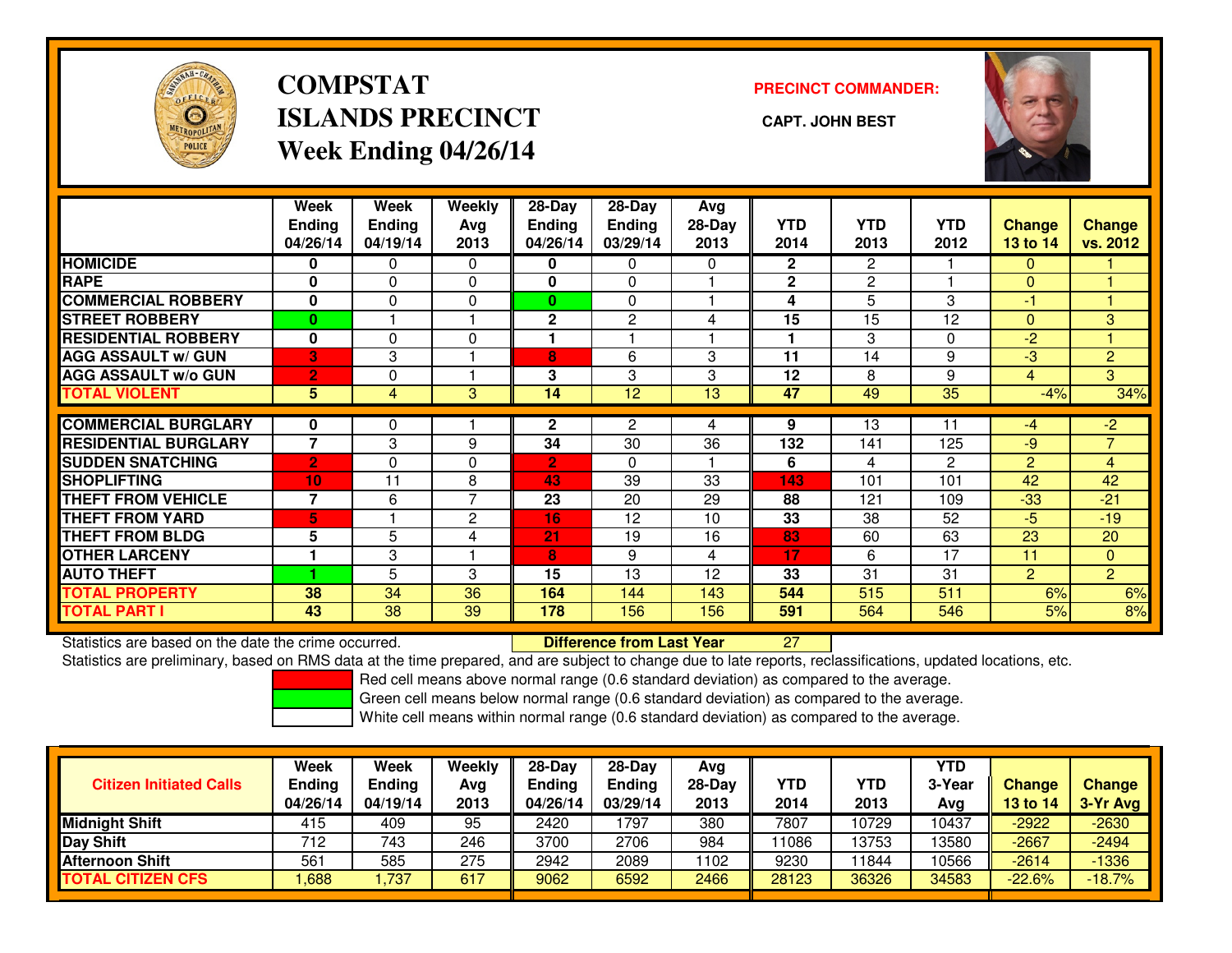# COMPSTAT ISLANDS PRECINCT

## Week Ending 04/26/14

**PRECINCT COMMANDER:**

**CAPT. JOHN BEST**

| | Week Ending 04/26/14 | Week Ending 04/19/14 | Weekly Avg 2013 | 28-Day Ending 04/26/14 | 28-Day Ending 03/29/14 | Avg 28-Day 2013 | YTD 2014 | YTD 2013 | YTD 2012 | Change 13 to 14 | Change vs. 2012 |
|---|---|---|---|---|---|---|---|---|---|---|---|
| HOMICIDE | 0 | 0 | 0 | 0 | 0 | 0 | 2 | 2 | 1 | 0 | 1 |
| RAPE | 0 | 0 | 0 | 0 | 0 | 1 | 2 | 2 | 1 | 0 | 1 |
| COMMERCIAL ROBBERY | 0 | 0 | 0 | 0 | 0 | 1 | 4 | 5 | 3 | -1 | 1 |
| STREET ROBBERY | 0 | 1 | 1 | 2 | 2 | 4 | 15 | 15 | 12 | 0 | 3 |
| RESIDENTIAL ROBBERY | 0 | 0 | 0 | 1 | 1 | 1 | 1 | 3 | 0 | -2 | 1 |
| AGG ASSAULT w/ GUN | 3 | 3 | 1 | 8 | 6 | 3 | 11 | 14 | 9 | -3 | 2 |
| AGG ASSAULT w/o GUN | 2 | 0 | 1 | 3 | 3 | 3 | 12 | 8 | 9 | 4 | 3 |
| TOTAL VIOLENT | 5 | 4 | 3 | 14 | 12 | 13 | 47 | 49 | 35 | -4% | 34% |
| COMMERCIAL BURGLARY | 0 | 0 | 1 | 2 | 2 | 4 | 9 | 13 | 11 | -4 | -2 |
| RESIDENTIAL BURGLARY | 7 | 3 | 9 | 34 | 30 | 36 | 132 | 141 | 125 | -9 | 7 |
| SUDDEN SNATCHING | 2 | 0 | 0 | 2 | 0 | 1 | 6 | 4 | 2 | 2 | 4 |
| SHOPLIFTING | 10 | 11 | 8 | 43 | 39 | 33 | 143 | 101 | 101 | 42 | 42 |
| THEFT FROM VEHICLE | 7 | 6 | 7 | 23 | 20 | 29 | 88 | 121 | 109 | -33 | -21 |
| THEFT FROM YARD | 5 | 1 | 2 | 16 | 12 | 10 | 33 | 38 | 52 | -5 | -19 |
| THEFT FROM BLDG | 5 | 5 | 4 | 21 | 19 | 16 | 83 | 60 | 63 | 23 | 20 |
| OTHER LARCENY | 1 | 3 | 1 | 8 | 9 | 4 | 17 | 6 | 17 | 11 | 0 |
| AUTO THEFT | 1 | 5 | 3 | 15 | 13 | 12 | 33 | 31 | 31 | 2 | 2 |
| TOTAL PROPERTY | 38 | 34 | 36 | 164 | 144 | 143 | 544 | 515 | 511 | 6% | 6% |
| TOTAL PART I | 43 | 38 | 39 | 178 | 156 | 156 | 591 | 564 | 546 | 5% | 8% |

Statistics are based on the date the crime occurred. **Difference from Last Year** 27

Statistics are preliminary, based on RMS data at the time prepared, and are subject to change due to late reports, reclassifications, updated locations, etc.

Red cell means above normal range (0.6 standard deviation) as compared to the average.

Green cell means below normal range (0.6 standard deviation) as compared to the average.

White cell means within normal range (0.6 standard deviation) as compared to the average.

| Citizen Initiated Calls | Week Ending 04/26/14 | Week Ending 04/19/14 | Weekly Avg 2013 | 28-Day Ending 04/26/14 | 28-Day Ending 03/29/14 | Avg 28-Day 2013 | YTD 2014 | YTD 2013 | YTD 3-Year Avg | Change 13 to 14 | Change 3-Yr Avg |
|---|---|---|---|---|---|---|---|---|---|---|---|
| Midnight Shift | 415 | 409 | 95 | 2420 | 1797 | 380 | 7807 | 10729 | 10437 | -2922 | -2630 |
| Day Shift | 712 | 743 | 246 | 3700 | 2706 | 984 | 11086 | 13753 | 13580 | -2667 | -2494 |
| Afternoon Shift | 561 | 585 | 275 | 2942 | 2089 | 1102 | 9230 | 11844 | 10566 | -2614 | -1336 |
| TOTAL CITIZEN CFS | 1,688 | 1,737 | 617 | 9062 | 6592 | 2466 | 28123 | 36326 | 34583 | -22.6% | -18.7% |